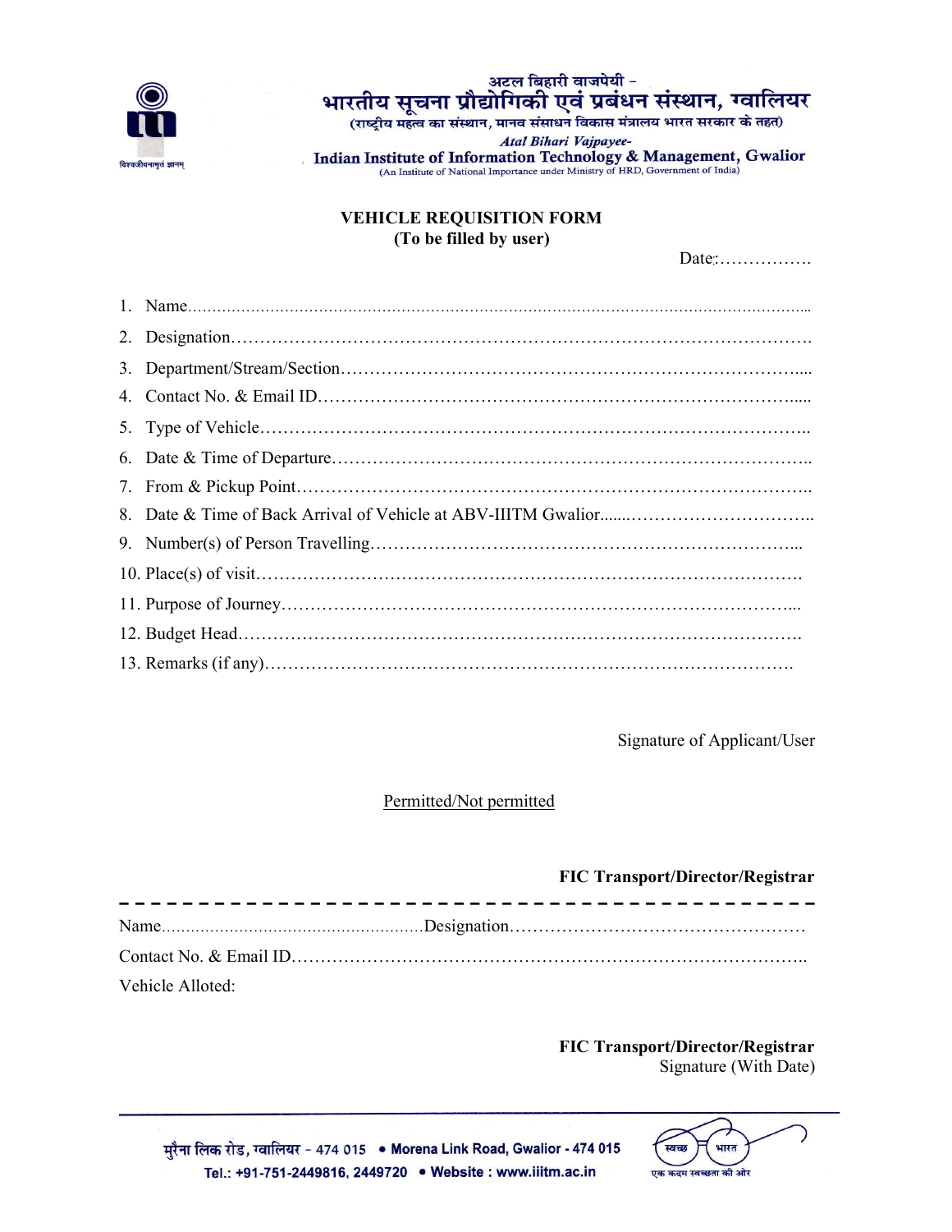अटल बिहारी वाजपेयी -
भारतीय सूचना प्रौद्योगिकी एवं प्रबंधन संस्थान, ग्वालियर
(राष्ट्रीय महत्व का संस्थान, मानव संसाधन विकास मंत्रालय भारत सरकार के तहत)

*Atal Bihari Vajpayee-*
**Indian Institute of Information Technology & Management, Gwalior**
(An Institute of National Importance under Ministry of HRD, Government of India)

## VEHICLE REQUISITION FORM
**(To be filled by user)**

Date:…………….

1. Name…………………………………………………………………………………………………...
2. Designation…………………………………………………………………………………………….
3. Department/Stream/Section…………………………………………………………………....
4. Contact No. & Email ID……………………………………………………………………….....
5. Type of Vehicle………………………………………………………………………………..
6. Date & Time of Departure……………………………………………………………………..
7. From & Pickup Point…………………………………………………………………………..
8. Date & Time of Back Arrival of Vehicle at ABV-IIITM Gwalior.......…………………………..
9. Number(s) of Person Travelling………………………………………………………………...
10. Place(s) of visit……………………………………………………………………………….
11. Purpose of Journey……………………………………………………………………………...
12. Budget Head…………………………………………………………………………………….
13. Remarks (if any)……………………………………………………………………………….

Signature of Applicant/User

Permitted/Not permitted

**FIC Transport/Director/Registrar**

---

Name.......................................................Designation……………………………………………

Contact No. & Email ID………………………………………………………………………………..

Vehicle Alloted:

**FIC Transport/Director/Registrar**
Signature (With Date)

मुरैना लिंक रोड, ग्वालियर - 474 015 • Morena Link Road, Gwalior - 474 015
Tel.: +91-751-2449816, 2449720 • Website : www.iiitm.ac.in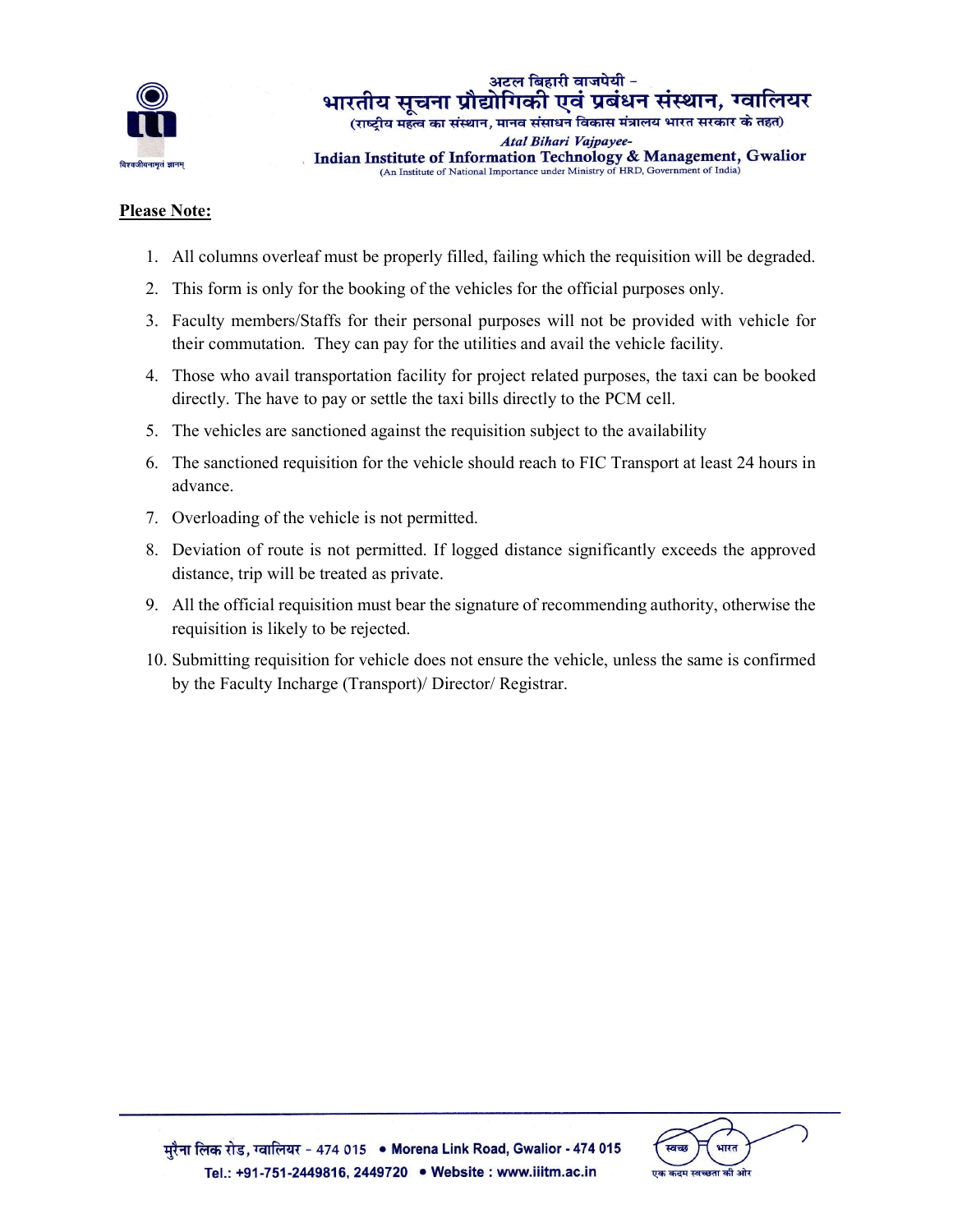**Please Note:**

1. All columns overleaf must be properly filled, failing which the requisition will be degraded.
2. This form is only for the booking of the vehicles for the official purposes only.
3. Faculty members/Staffs for their personal purposes will not be provided with vehicle for their commutation. They can pay for the utilities and avail the vehicle facility.
4. Those who avail transportation facility for project related purposes, the taxi can be booked directly. The have to pay or settle the taxi bills directly to the PCM cell.
5. The vehicles are sanctioned against the requisition subject to the availability
6. The sanctioned requisition for the vehicle should reach to FIC Transport at least 24 hours in advance.
7. Overloading of the vehicle is not permitted.
8. Deviation of route is not permitted. If logged distance significantly exceeds the approved distance, trip will be treated as private.
9. All the official requisition must bear the signature of recommending authority, otherwise the requisition is likely to be rejected.
10. Submitting requisition for vehicle does not ensure the vehicle, unless the same is confirmed by the Faculty Incharge (Transport)/ Director/ Registrar.